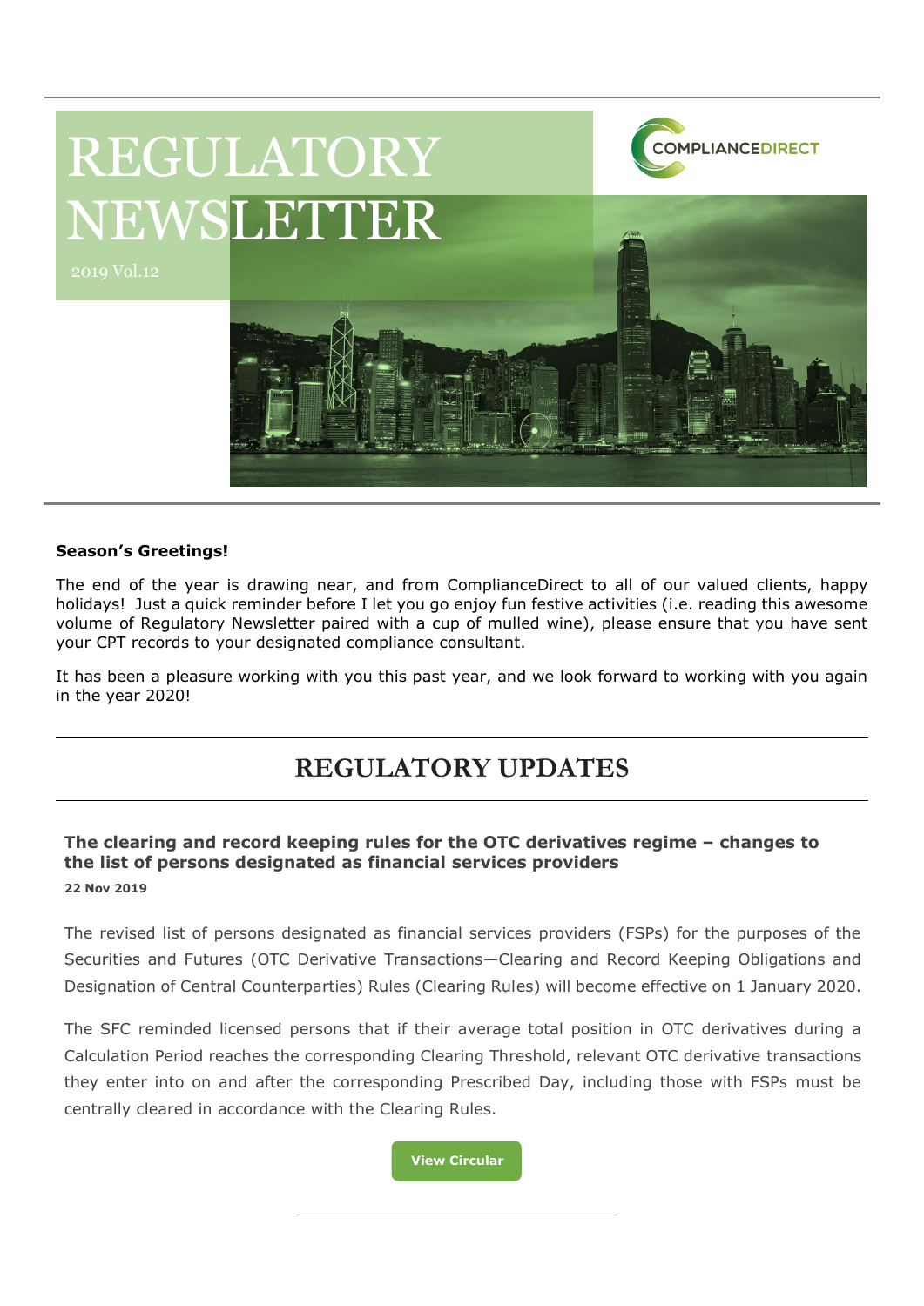# REGULATORY NEWSLETTER

2019 Vol.12

COMPLIANCEDIRECT

**Season's Greetings!**

The end of the year is drawing near, and from ComplianceDirect to all of our valued clients, happy holidays! Just a quick reminder before I let you go enjoy fun festive activities (i.e. reading this awesome volume of Regulatory Newsletter paired with a cup of mulled wine), please ensure that you have sent your CPT records to your designated compliance consultant.

It has been a pleasure working with you this past year, and we look forward to working with you again in the year 2020!

## REGULATORY UPDATES

### The clearing and record keeping rules for the OTC derivatives regime – changes to the list of persons designated as financial services providers

**22 Nov 2019**

The revised list of persons designated as financial services providers (FSPs) for the purposes of the Securities and Futures (OTC Derivative Transactions—Clearing and Record Keeping Obligations and Designation of Central Counterparties) Rules (Clearing Rules) will become effective on 1 January 2020.

The SFC reminded licensed persons that if their average total position in OTC derivatives during a Calculation Period reaches the corresponding Clearing Threshold, relevant OTC derivative transactions they enter into on and after the corresponding Prescribed Day, including those with FSPs must be centrally cleared in accordance with the Clearing Rules.

View Circular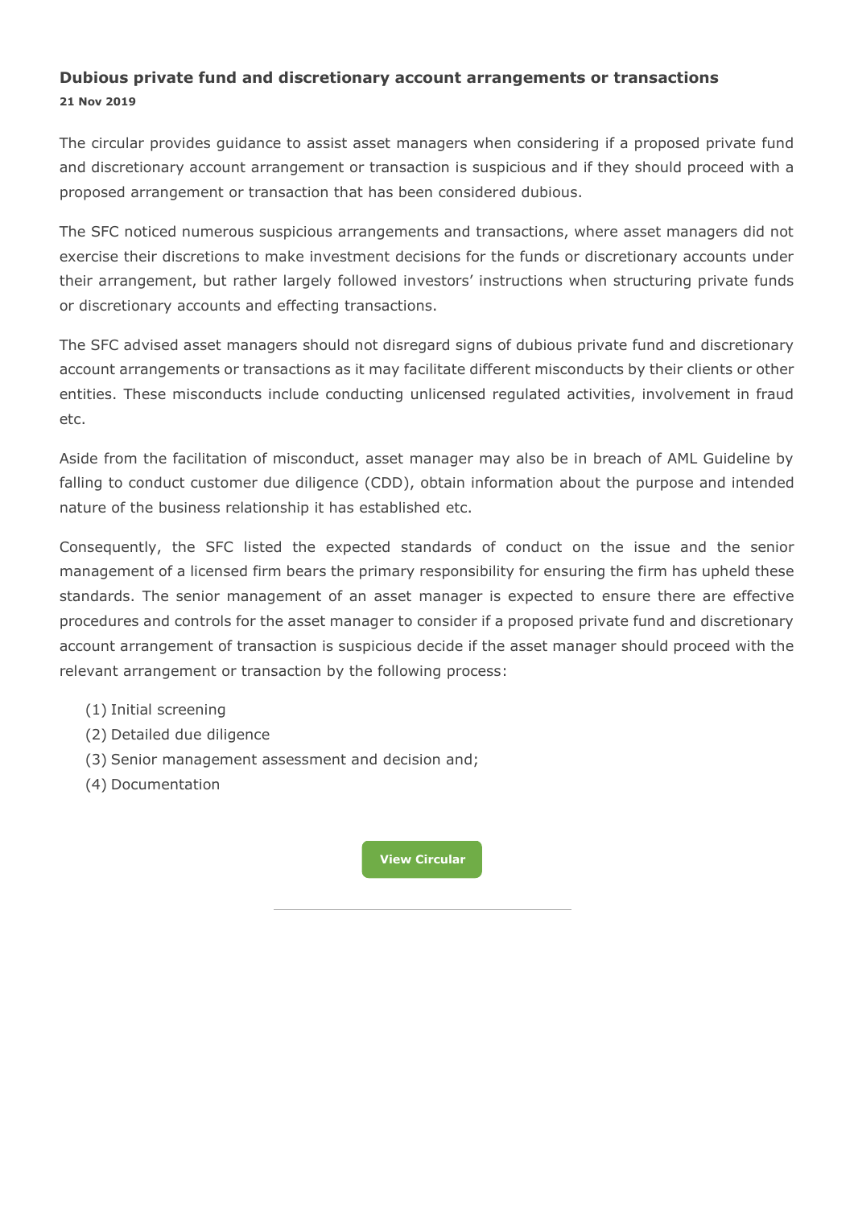### Dubious private fund and discretionary account arrangements or transactions

**21 Nov 2019**

The circular provides guidance to assist asset managers when considering if a proposed private fund and discretionary account arrangement or transaction is suspicious and if they should proceed with a proposed arrangement or transaction that has been considered dubious.

The SFC noticed numerous suspicious arrangements and transactions, where asset managers did not exercise their discretions to make investment decisions for the funds or discretionary accounts under their arrangement, but rather largely followed investors' instructions when structuring private funds or discretionary accounts and effecting transactions.

The SFC advised asset managers should not disregard signs of dubious private fund and discretionary account arrangements or transactions as it may facilitate different misconducts by their clients or other entities. These misconducts include conducting unlicensed regulated activities, involvement in fraud etc.

Aside from the facilitation of misconduct, asset manager may also be in breach of AML Guideline by falling to conduct customer due diligence (CDD), obtain information about the purpose and intended nature of the business relationship it has established etc.

Consequently, the SFC listed the expected standards of conduct on the issue and the senior management of a licensed firm bears the primary responsibility for ensuring the firm has upheld these standards. The senior management of an asset manager is expected to ensure there are effective procedures and controls for the asset manager to consider if a proposed private fund and discretionary account arrangement of transaction is suspicious decide if the asset manager should proceed with the relevant arrangement or transaction by the following process:

(1) Initial screening
(2) Detailed due diligence
(3) Senior management assessment and decision and;
(4) Documentation

View Circular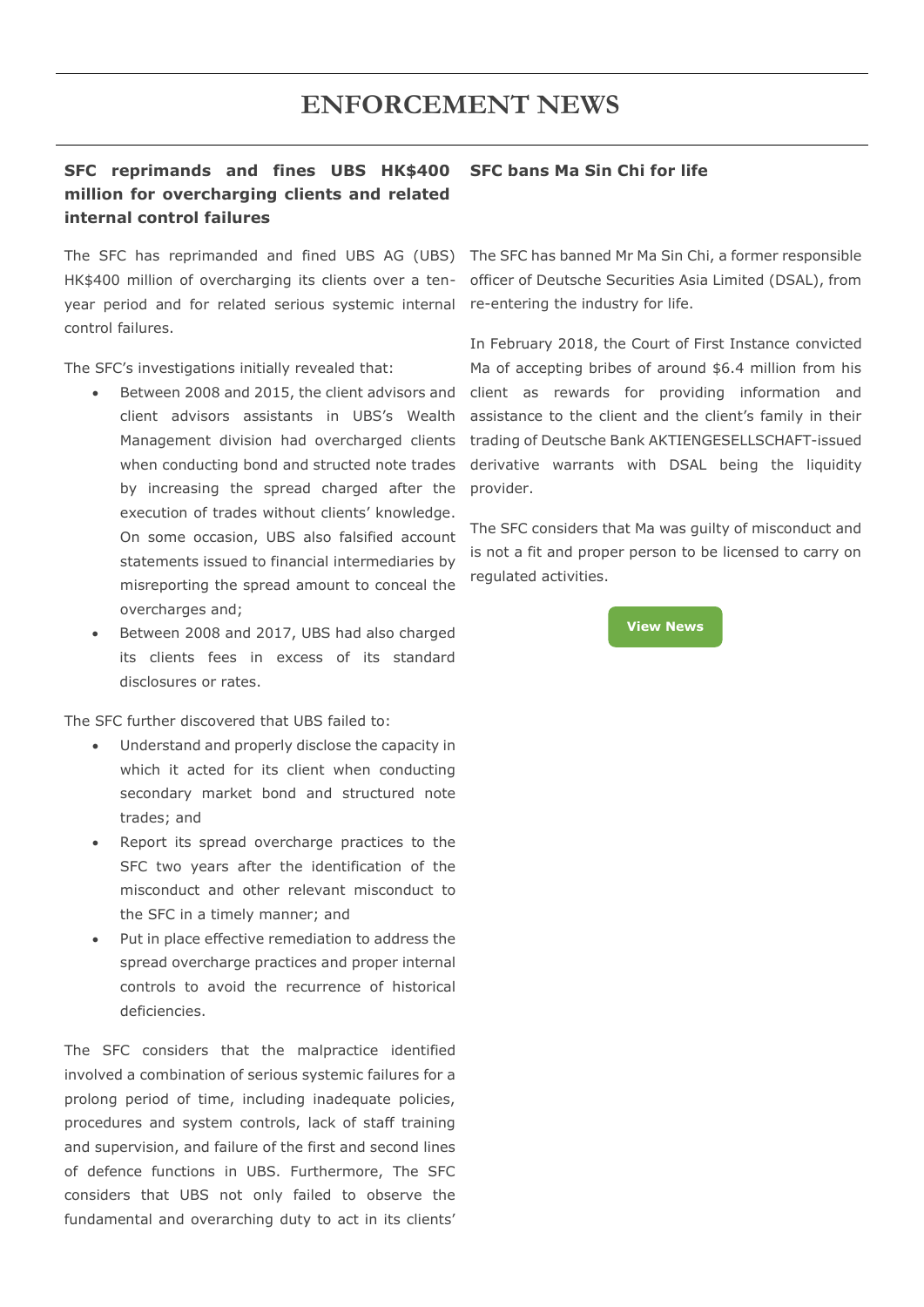# ENFORCEMENT NEWS

## SFC reprimands and fines UBS HK$400 million for overcharging clients and related internal control failures

The SFC has reprimanded and fined UBS AG (UBS) HK$400 million of overcharging its clients over a ten-year period and for related serious systemic internal control failures.

The SFC's investigations initially revealed that:

- Between 2008 and 2015, the client advisors and client advisors assistants in UBS's Wealth Management division had overcharged clients when conducting bond and structed note trades by increasing the spread charged after the execution of trades without clients' knowledge. On some occasion, UBS also falsified account statements issued to financial intermediaries by misreporting the spread amount to conceal the overcharges and;
- Between 2008 and 2017, UBS had also charged its clients fees in excess of its standard disclosures or rates.

The SFC further discovered that UBS failed to:

- Understand and properly disclose the capacity in which it acted for its client when conducting secondary market bond and structured note trades; and
- Report its spread overcharge practices to the SFC two years after the identification of the misconduct and other relevant misconduct to the SFC in a timely manner; and
- Put in place effective remediation to address the spread overcharge practices and proper internal controls to avoid the recurrence of historical deficiencies.

The SFC considers that the malpractice identified involved a combination of serious systemic failures for a prolong period of time, including inadequate policies, procedures and system controls, lack of staff training and supervision, and failure of the first and second lines of defence functions in UBS. Furthermore, The SFC considers that UBS not only failed to observe the fundamental and overarching duty to act in its clients'

## SFC bans Ma Sin Chi for life

The SFC has banned Mr Ma Sin Chi, a former responsible officer of Deutsche Securities Asia Limited (DSAL), from re-entering the industry for life.

In February 2018, the Court of First Instance convicted Ma of accepting bribes of around $6.4 million from his client as rewards for providing information and assistance to the client and the client's family in their trading of Deutsche Bank AKTIENGESELLSCHAFT-issued derivative warrants with DSAL being the liquidity provider.

The SFC considers that Ma was guilty of misconduct and is not a fit and proper person to be licensed to carry on regulated activities.

**View News**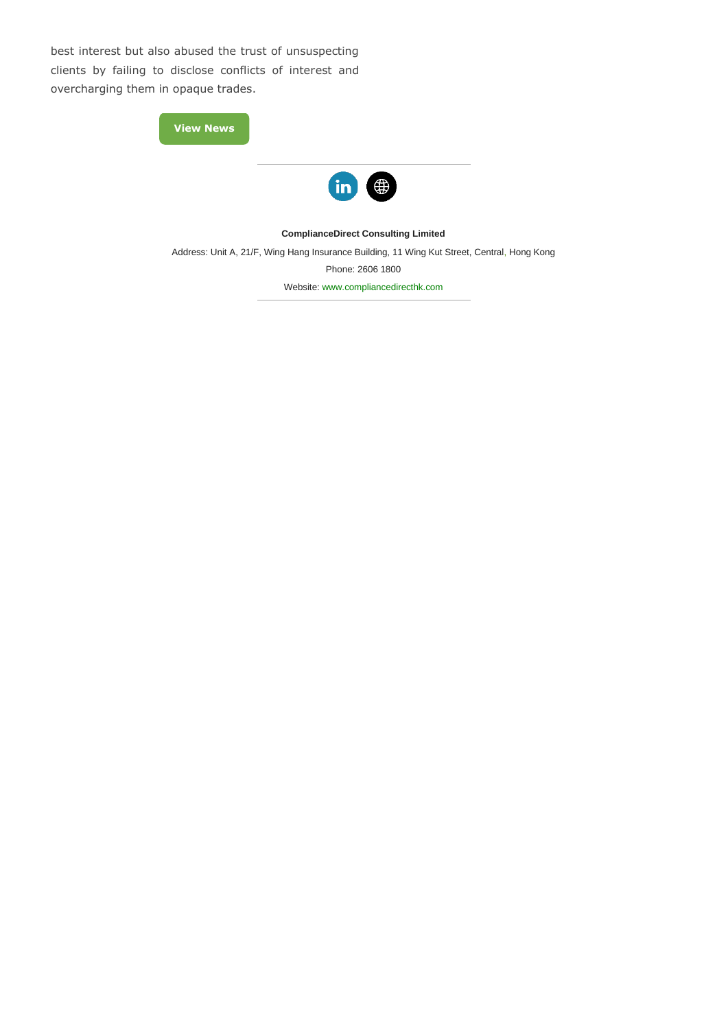best interest but also abused the trust of unsuspecting clients by failing to disclose conflicts of interest and overcharging them in opaque trades.

View News

**ComplianceDirect Consulting Limited**

Address: Unit A, 21/F, Wing Hang Insurance Building, 11 Wing Kut Street, Central, Hong Kong

Phone: 2606 1800

Website: www.compliancedirecthk.com